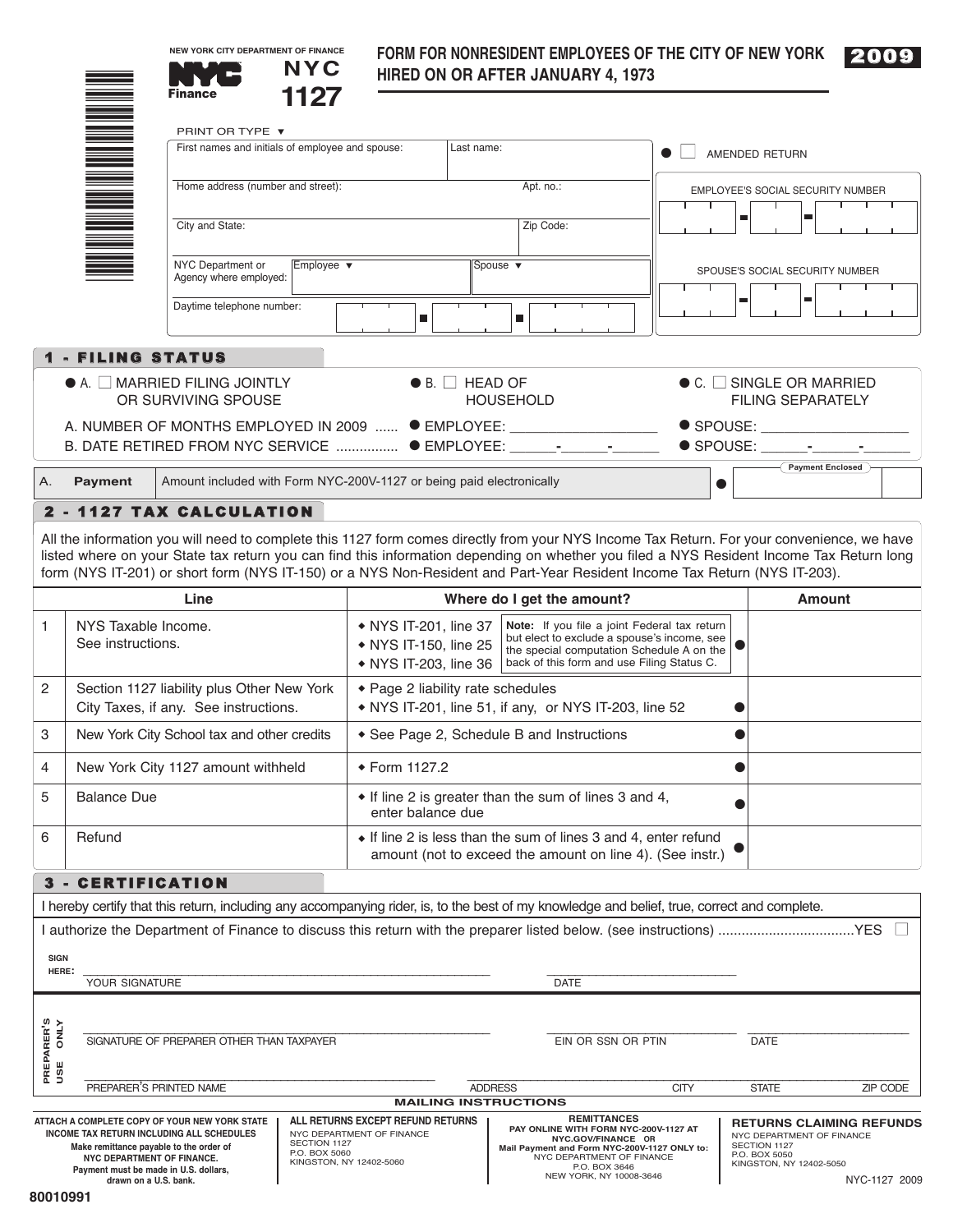NEW YORK CITY DEPARTMENT OF FINANCE

NYC Finance

# NYC 1127

## FORM FOR NONRESIDENT EMPLOYEES OF THE CITY OF NEW YORK HIRED ON OR AFTER JANUARY 4, 1973

**2009**

PRINT OR TYPE ▼

| First names and initials of employee and spouse: | Last name: | ☐ AMENDED RETURN |
|---|---|---|
| Home address (number and street): | Apt. no.: | EMPLOYEE'S SOCIAL SECURITY NUMBER |
| City and State: | Zip Code: | |
| NYC Department or Agency where employed: Employee ▼ | Spouse ▼ | SPOUSE'S SOCIAL SECURITY NUMBER |
| Daytime telephone number: | | |

### 1 - FILING STATUS

● A. ☐ MARRIED FILING JOINTLY OR SURVIVING SPOUSE    ● B. ☐ HEAD OF HOUSEHOLD    ● C. ☐ SINGLE OR MARRIED FILING SEPARATELY

A. NUMBER OF MONTHS EMPLOYED IN 2009 ...... ● EMPLOYEE: ________ ● SPOUSE: ________

B. DATE RETIRED FROM NYC SERVICE ............... ● EMPLOYEE: ___-___-___ ● SPOUSE: ___-___-___

| A. | **Payment** | Amount included with Form NYC-200V-1127 or being paid electronically | ● Payment Enclosed |
|---|---|---|---|

### 2 - 1127 TAX CALCULATION

All the information you will need to complete this 1127 form comes directly from your NYS Income Tax Return. For your convenience, we have listed where on your State tax return you can find this information depending on whether you filed a NYS Resident Income Tax Return long form (NYS IT-201) or short form (NYS IT-150) or a NYS Non-Resident and Part-Year Resident Income Tax Return (NYS IT-203).

| | Line | Where do I get the amount? | Amount |
|---|---|---|---|
| 1 | NYS Taxable Income. See instructions. | ◆ NYS IT-201, line 37 ◆ NYS IT-150, line 25 ◆ NYS IT-203, line 36 — **Note:** If you file a joint Federal tax return but elect to exclude a spouse's income, see the special computation Schedule A on the back of this form and use Filing Status C. ● | |
| 2 | Section 1127 liability plus Other New York City Taxes, if any. See instructions. | ◆ Page 2 liability rate schedules ◆ NYS IT-201, line 51, if any, or NYS IT-203, line 52 ● | |
| 3 | New York City School tax and other credits | ◆ See Page 2, Schedule B and Instructions ● | |
| 4 | New York City 1127 amount withheld | ◆ Form 1127.2 ● | |
| 5 | Balance Due | ◆ If line 2 is greater than the sum of lines 3 and 4, enter balance due ● | |
| 6 | Refund | ◆ If line 2 is less than the sum of lines 3 and 4, enter refund amount (not to exceed the amount on line 4). (See instr.) ● | |

### 3 - CERTIFICATION

I hereby certify that this return, including any accompanying rider, is, to the best of my knowledge and belief, true, correct and complete.

I authorize the Department of Finance to discuss this return with the preparer listed below. (see instructions) ..................................YES ☐

SIGN HERE: ______________________ YOUR SIGNATURE    ______________ DATE

PREPARER'S USE ONLY

______________________ SIGNATURE OF PREPARER OTHER THAN TAXPAYER    ______________ EIN OR SSN OR PTIN    ______________ DATE

______________________ PREPARER'S PRINTED NAME    ______________ ADDRESS    CITY    STATE    ZIP CODE

#### MAILING INSTRUCTIONS

**ATTACH A COMPLETE COPY OF YOUR NEW YORK STATE INCOME TAX RETURN INCLUDING ALL SCHEDULES**
**Make remittance payable to the order of NYC DEPARTMENT OF FINANCE.**
**Payment must be made in U.S. dollars, drawn on a U.S. bank.**

**ALL RETURNS EXCEPT REFUND RETURNS**
NYC DEPARTMENT OF FINANCE
SECTION 1127
P.O. BOX 5060
KINGSTON, NY 12402-5060

**REMITTANCES**
**PAY ONLINE WITH FORM NYC-200V-1127 AT NYC.GOV/FINANCE OR**
**Mail Payment and Form NYC-200V-1127 ONLY to:**
NYC DEPARTMENT OF FINANCE
P.O. BOX 3646
NEW YORK, NY 10008-3646

**RETURNS CLAIMING REFUNDS**
NYC DEPARTMENT OF FINANCE
SECTION 1127
P.O. BOX 5050
KINGSTON, NY 12402-5050

80010991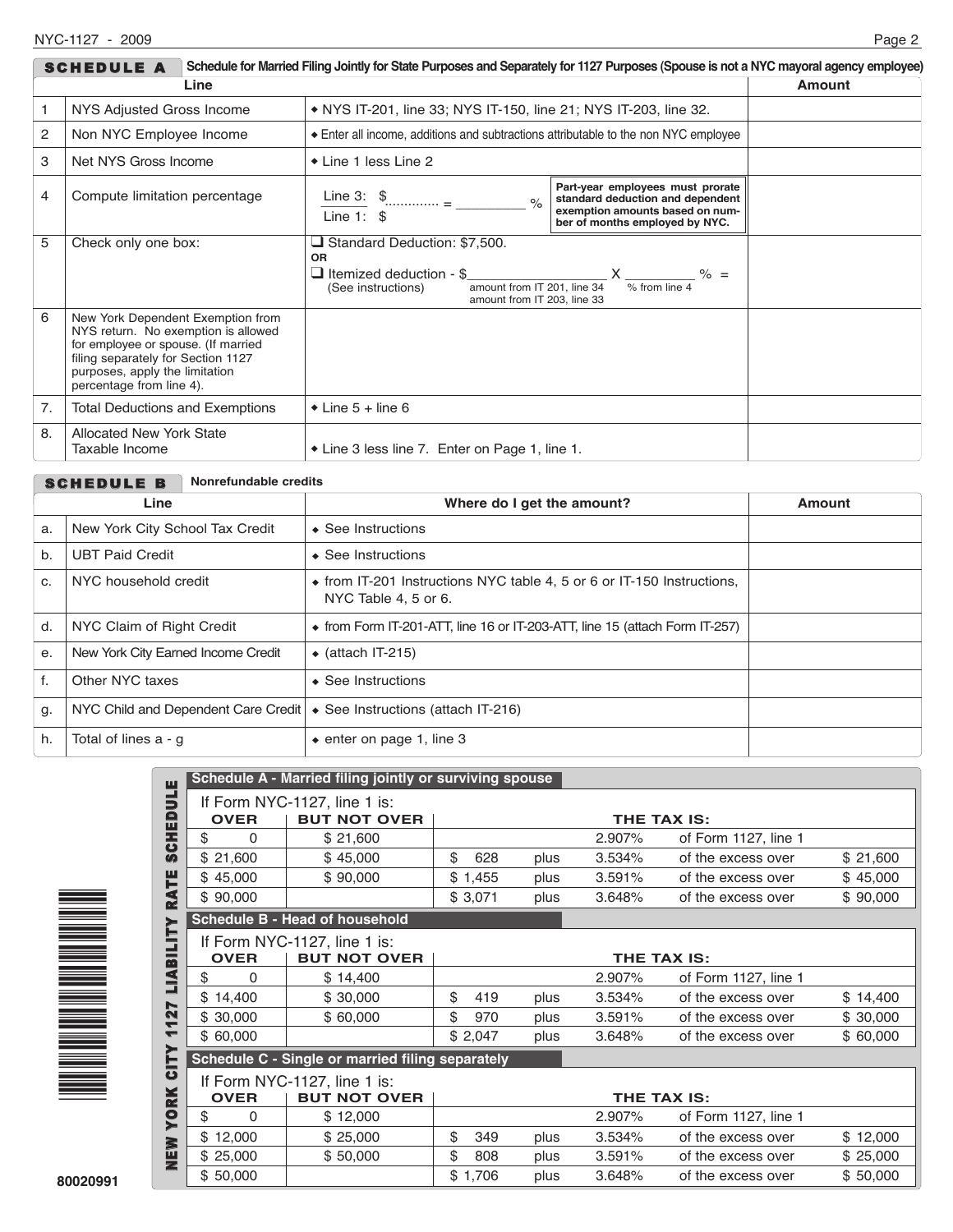## SCHEDULE A — Schedule for Married Filing Jointly for State Purposes and Separately for 1127 Purposes (Spouse is not a NYC mayoral agency employee)

| | Line | | Amount |
|---|---|---|---|
| 1 | NYS Adjusted Gross Income | ◆ NYS IT-201, line 33; NYS IT-150, line 21; NYS IT-203, line 32. | |
| 2 | Non NYC Employee Income | ◆ Enter all income, additions and subtractions attributable to the non NYC employee | |
| 3 | Net NYS Gross Income | ◆ Line 1 less Line 2 | |
| 4 | Compute limitation percentage | Line 3: $............ / Line 1: $ = _________ % **Part-year employees must prorate standard deduction and dependent exemption amounts based on number of months employed by NYC.** | |
| 5 | Check only one box: | ❑ Standard Deduction: $7,500. **OR** ❑ Itemized deduction - $_________________ (amount from IT 201, line 34 / amount from IT 203, line 33) X _________ % (% from line 4) = (See instructions) | |
| 6 | New York Dependent Exemption from NYS return. No exemption is allowed for employee or spouse. (If married filing separately for Section 1127 purposes, apply the limitation percentage from line 4). | | |
| 7. | Total Deductions and Exemptions | ◆ Line 5 + line 6 | |
| 8. | Allocated New York State Taxable Income | ◆ Line 3 less line 7. Enter on Page 1, line 1. | |

## SCHEDULE B — Nonrefundable credits

| | Line | Where do I get the amount? | Amount |
|---|---|---|---|
| a. | New York City School Tax Credit | ◆ See Instructions | |
| b. | UBT Paid Credit | ◆ See Instructions | |
| c. | NYC household credit | ◆ from IT-201 Instructions NYC table 4, 5 or 6 or IT-150 Instructions, NYC Table 4, 5 or 6. | |
| d. | NYC Claim of Right Credit | ◆ from Form IT-201-ATT, line 16 or IT-203-ATT, line 15 (attach Form IT-257) | |
| e. | New York City Earned Income Credit | ◆ (attach IT-215) | |
| f. | Other NYC taxes | ◆ See Instructions | |
| g. | NYC Child and Dependent Care Credit | ◆ See Instructions (attach IT-216) | |
| h. | Total of lines a - g | ◆ enter on page 1, line 3 | |

## NEW YORK CITY 1127 LIABILITY RATE SCHEDULE

### Schedule A - Married filing jointly or surviving spouse

If Form NYC-1127, line 1 is:

| OVER | BUT NOT OVER | THE TAX IS: | | | | |
|---|---|---|---|---|---|---|
| $ 0 | $ 21,600 | | | 2.907% | of Form 1127, line 1 | |
| $ 21,600 | $ 45,000 | $ 628 | plus | 3.534% | of the excess over | $ 21,600 |
| $ 45,000 | $ 90,000 | $ 1,455 | plus | 3.591% | of the excess over | $ 45,000 |
| $ 90,000 | | $ 3,071 | plus | 3.648% | of the excess over | $ 90,000 |

### Schedule B - Head of household

If Form NYC-1127, line 1 is:

| OVER | BUT NOT OVER | THE TAX IS: | | | | |
|---|---|---|---|---|---|---|
| $ 0 | $ 14,400 | | | 2.907% | of Form 1127, line 1 | |
| $ 14,400 | $ 30,000 | $ 419 | plus | 3.534% | of the excess over | $ 14,400 |
| $ 30,000 | $ 60,000 | $ 970 | plus | 3.591% | of the excess over | $ 30,000 |
| $ 60,000 | | $ 2,047 | plus | 3.648% | of the excess over | $ 60,000 |

### Schedule C - Single or married filing separately

If Form NYC-1127, line 1 is:

| OVER | BUT NOT OVER | THE TAX IS: | | | | |
|---|---|---|---|---|---|---|
| $ 0 | $ 12,000 | | | 2.907% | of Form 1127, line 1 | |
| $ 12,000 | $ 25,000 | $ 349 | plus | 3.534% | of the excess over | $ 12,000 |
| $ 25,000 | $ 50,000 | $ 808 | plus | 3.591% | of the excess over | $ 25,000 |
| $ 50,000 | | $ 1,706 | plus | 3.648% | of the excess over | $ 50,000 |

80020991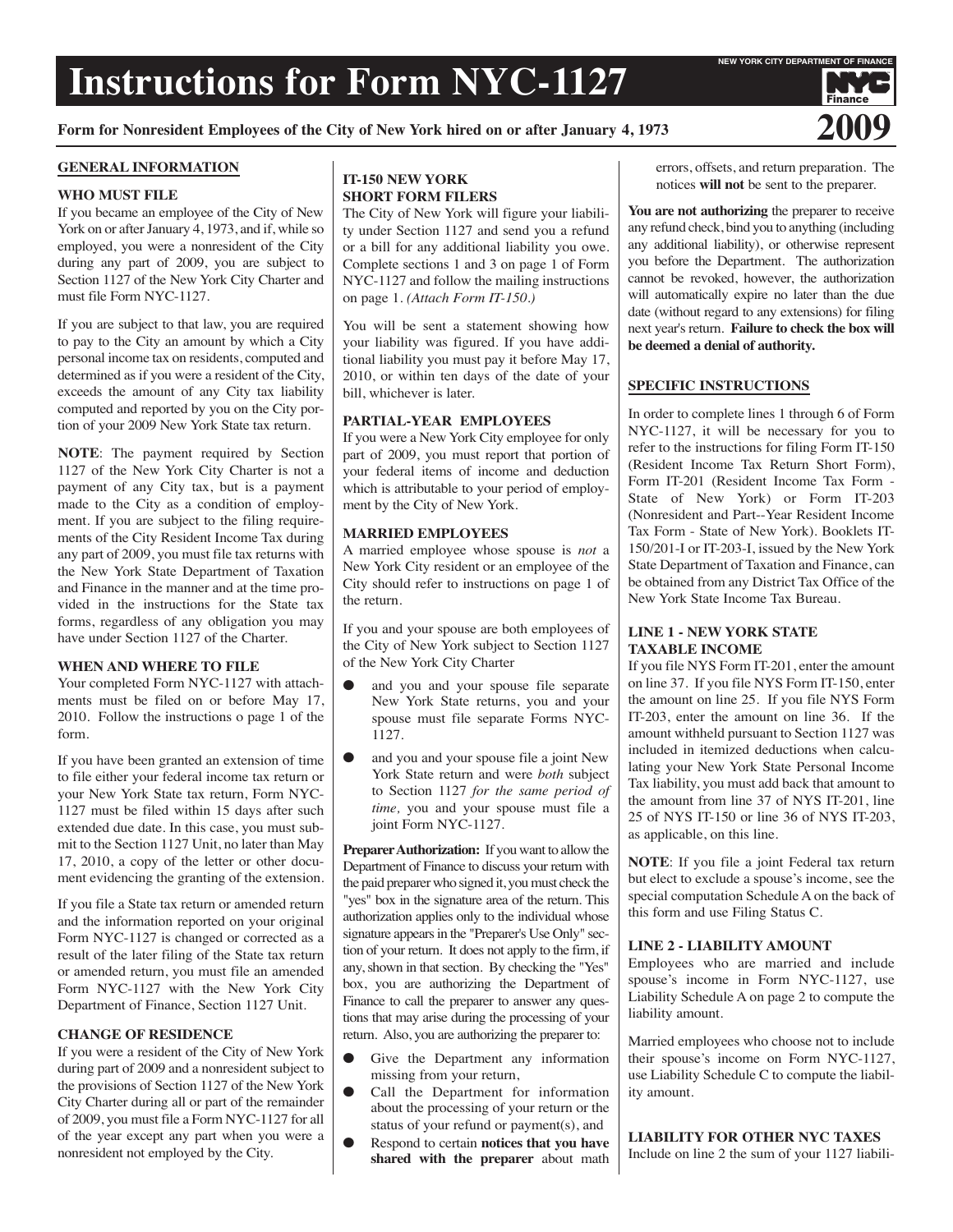# Instructions for Form NYC-1127

NEW YORK CITY DEPARTMENT OF FINANCE

**Form for Nonresident Employees of the City of New York hired on or after January 4, 1973** **2009**

## GENERAL INFORMATION

### WHO MUST FILE

If you became an employee of the City of New York on or after January 4, 1973, and if, while so employed, you were a nonresident of the City during any part of 2009, you are subject to Section 1127 of the New York City Charter and must file Form NYC-1127.

If you are subject to that law, you are required to pay to the City an amount by which a City personal income tax on residents, computed and determined as if you were a resident of the City, exceeds the amount of any City tax liability computed and reported by you on the City portion of your 2009 New York State tax return.

**NOTE**: The payment required by Section 1127 of the New York City Charter is not a payment of any City tax, but is a payment made to the City as a condition of employment. If you are subject to the filing requirements of the City Resident Income Tax during any part of 2009, you must file tax returns with the New York State Department of Taxation and Finance in the manner and at the time provided in the instructions for the State tax forms, regardless of any obligation you may have under Section 1127 of the Charter.

### WHEN AND WHERE TO FILE

Your completed Form NYC-1127 with attachments must be filed on or before May 17, 2010. Follow the instructions o page 1 of the form.

If you have been granted an extension of time to file either your federal income tax return or your New York State tax return, Form NYC-1127 must be filed within 15 days after such extended due date. In this case, you must submit to the Section 1127 Unit, no later than May 17, 2010, a copy of the letter or other document evidencing the granting of the extension.

If you file a State tax return or amended return and the information reported on your original Form NYC-1127 is changed or corrected as a result of the later filing of the State tax return or amended return, you must file an amended Form NYC-1127 with the New York City Department of Finance, Section 1127 Unit.

### CHANGE OF RESIDENCE

If you were a resident of the City of New York during part of 2009 and a nonresident subject to the provisions of Section 1127 of the New York City Charter during all or part of the remainder of 2009, you must file a Form NYC-1127 for all of the year except any part when you were a nonresident not employed by the City.

### IT-150 NEW YORK SHORT FORM FILERS

The City of New York will figure your liability under Section 1127 and send you a refund or a bill for any additional liability you owe. Complete sections 1 and 3 on page 1 of Form NYC-1127 and follow the mailing instructions on page 1. *(Attach Form IT-150.)*

You will be sent a statement showing how your liability was figured. If you have additional liability you must pay it before May 17, 2010, or within ten days of the date of your bill, whichever is later.

### PARTIAL-YEAR EMPLOYEES

If you were a New York City employee for only part of 2009, you must report that portion of your federal items of income and deduction which is attributable to your period of employment by the City of New York.

### MARRIED EMPLOYEES

A married employee whose spouse is *not* a New York City resident or an employee of the City should refer to instructions on page 1 of the return.

If you and your spouse are both employees of the City of New York subject to Section 1127 of the New York City Charter

- and you and your spouse file separate New York State returns, you and your spouse must file separate Forms NYC-1127.
- and you and your spouse file a joint New York State return and were *both* subject to Section 1127 *for the same period of time,* you and your spouse must file a joint Form NYC-1127.

**Preparer Authorization:** If you want to allow the Department of Finance to discuss your return with the paid preparer who signed it, you must check the "yes" box in the signature area of the return. This authorization applies only to the individual whose signature appears in the "Preparer's Use Only" section of your return. It does not apply to the firm, if any, shown in that section. By checking the "Yes" box, you are authorizing the Department of Finance to call the preparer to answer any questions that may arise during the processing of your return. Also, you are authorizing the preparer to:

- Give the Department any information missing from your return,
- Call the Department for information about the processing of your return or the status of your refund or payment(s), and
- Respond to certain **notices that you have shared with the preparer** about math errors, offsets, and return preparation. The notices **will not** be sent to the preparer.

**You are not authorizing** the preparer to receive any refund check, bind you to anything (including any additional liability), or otherwise represent you before the Department. The authorization cannot be revoked, however, the authorization will automatically expire no later than the due date (without regard to any extensions) for filing next year's return. **Failure to check the box will be deemed a denial of authority.**

## SPECIFIC INSTRUCTIONS

In order to complete lines 1 through 6 of Form NYC-1127, it will be necessary for you to refer to the instructions for filing Form IT-150 (Resident Income Tax Return Short Form), Form IT-201 (Resident Income Tax Form - State of New York) or Form IT-203 (Nonresident and Part--Year Resident Income Tax Form - State of New York). Booklets IT-150/201-I or IT-203-I, issued by the New York State Department of Taxation and Finance, can be obtained from any District Tax Office of the New York State Income Tax Bureau.

### LINE 1 - NEW YORK STATE TAXABLE INCOME

If you file NYS Form IT-201, enter the amount on line 37. If you file NYS Form IT-150, enter the amount on line 25. If you file NYS Form IT-203, enter the amount on line 36. If the amount withheld pursuant to Section 1127 was included in itemized deductions when calculating your New York State Personal Income Tax liability, you must add back that amount to the amount from line 37 of NYS IT-201, line 25 of NYS IT-150 or line 36 of NYS IT-203, as applicable, on this line.

**NOTE**: If you file a joint Federal tax return but elect to exclude a spouse's income, see the special computation Schedule A on the back of this form and use Filing Status C.

### LINE 2 - LIABILITY AMOUNT

Employees who are married and include spouse's income in Form NYC-1127, use Liability Schedule A on page 2 to compute the liability amount.

Married employees who choose not to include their spouse's income on Form NYC-1127, use Liability Schedule C to compute the liability amount.

### LIABILITY FOR OTHER NYC TAXES

Include on line 2 the sum of your 1127 liabili-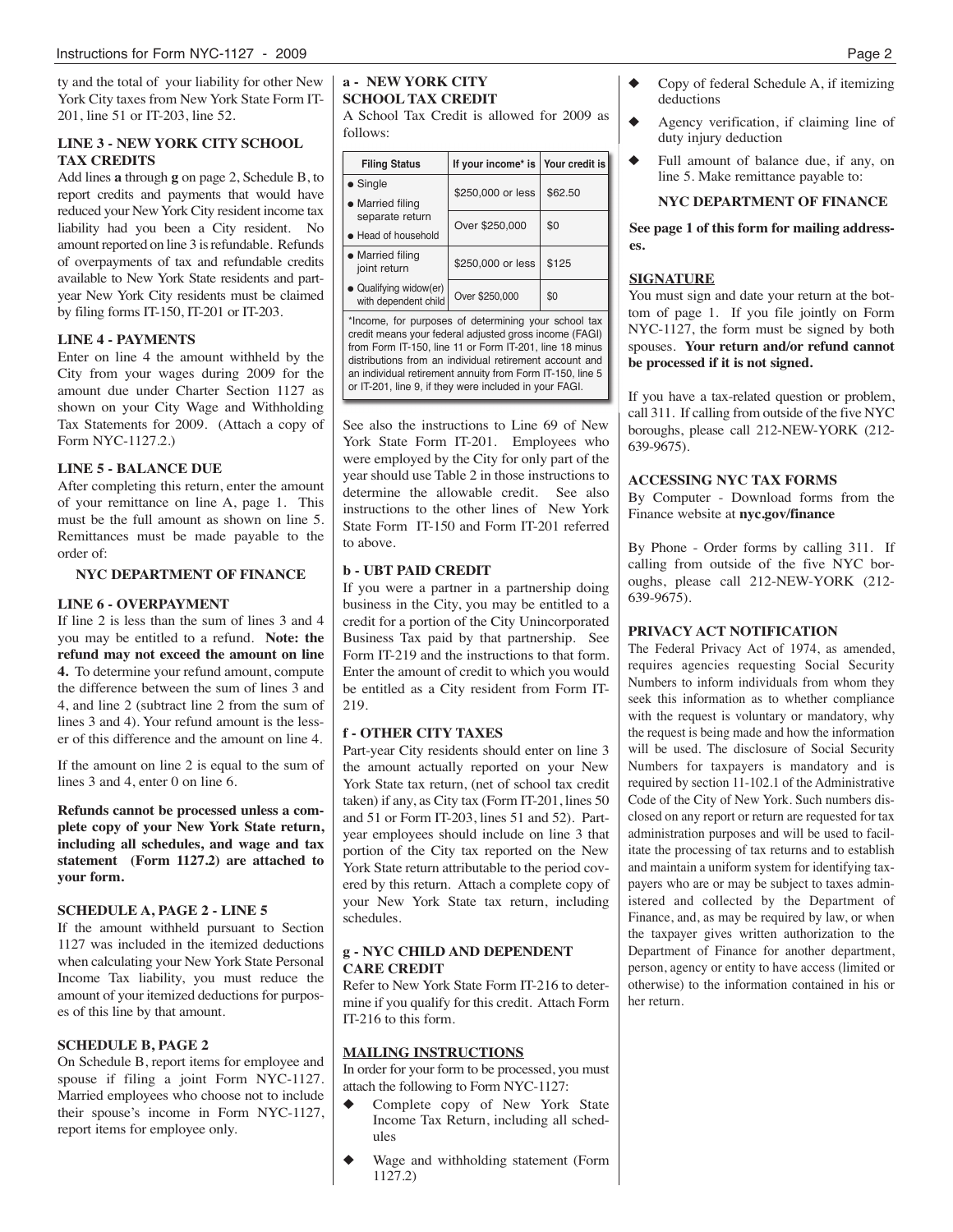ty and the total of your liability for other New York City taxes from New York State Form IT-201, line 51 or IT-203, line 52.

### LINE 3 - NEW YORK CITY SCHOOL TAX CREDITS

Add lines **a** through **g** on page 2, Schedule B, to report credits and payments that would have reduced your New York City resident income tax liability had you been a City resident. No amount reported on line 3 is refundable. Refunds of overpayments of tax and refundable credits available to New York State residents and part-year New York City residents must be claimed by filing forms IT-150, IT-201 or IT-203.

### LINE 4 - PAYMENTS

Enter on line 4 the amount withheld by the City from your wages during 2009 for the amount due under Charter Section 1127 as shown on your City Wage and Withholding Tax Statements for 2009. (Attach a copy of Form NYC-1127.2.)

### LINE 5 - BALANCE DUE

After completing this return, enter the amount of your remittance on line A, page 1. This must be the full amount as shown on line 5. Remittances must be made payable to the order of:

**NYC DEPARTMENT OF FINANCE**

### LINE 6 - OVERPAYMENT

If line 2 is less than the sum of lines 3 and 4 you may be entitled to a refund. **Note: the refund may not exceed the amount on line 4.** To determine your refund amount, compute the difference between the sum of lines 3 and 4, and line 2 (subtract line 2 from the sum of lines 3 and 4). Your refund amount is the lesser of this difference and the amount on line 4.

If the amount on line 2 is equal to the sum of lines 3 and 4, enter 0 on line 6.

**Refunds cannot be processed unless a complete copy of your New York State return, including all schedules, and wage and tax statement (Form 1127.2) are attached to your form.**

### SCHEDULE A, PAGE 2 - LINE 5

If the amount withheld pursuant to Section 1127 was included in the itemized deductions when calculating your New York State Personal Income Tax liability, you must reduce the amount of your itemized deductions for purposes of this line by that amount.

### SCHEDULE B, PAGE 2

On Schedule B, report items for employee and spouse if filing a joint Form NYC-1127. Married employees who choose not to include their spouse's income in Form NYC-1127, report items for employee only.

### a - NEW YORK CITY SCHOOL TAX CREDIT

A School Tax Credit is allowed for 2009 as follows:

| Filing Status | If your income* is | Your credit is |
|---|---|---|
| • Single<br>• Married filing separate return<br>• Head of household | $250,000 or less | $62.50 |
| | Over $250,000 | $0 |
| • Married filing joint return<br>• Qualifying widow(er) with dependent child | $250,000 or less | $125 |
| | Over $250,000 | $0 |

*Income, for purposes of determining your school tax credit means your federal adjusted gross income (FAGI) from Form IT-150, line 11 or Form IT-201, line 18 minus distributions from an individual retirement account and an individual retirement annuity from Form IT-150, line 5 or IT-201, line 9, if they were included in your FAGI.

See also the instructions to Line 69 of New York State Form IT-201. Employees who were employed by the City for only part of the year should use Table 2 in those instructions to determine the allowable credit. See also instructions to the other lines of New York State Form IT-150 and Form IT-201 referred to above.

### b - UBT PAID CREDIT

If you were a partner in a partnership doing business in the City, you may be entitled to a credit for a portion of the City Unincorporated Business Tax paid by that partnership. See Form IT-219 and the instructions to that form. Enter the amount of credit to which you would be entitled as a City resident from Form IT-219.

### f - OTHER CITY TAXES

Part-year City residents should enter on line 3 the amount actually reported on your New York State tax return, (net of school tax credit taken) if any, as City tax (Form IT-201, lines 50 and 51 or Form IT-203, lines 51 and 52). Part-year employees should include on line 3 that portion of the City tax reported on the New York State return attributable to the period covered by this return. Attach a complete copy of your New York State tax return, including schedules.

### g - NYC CHILD AND DEPENDENT CARE CREDIT

Refer to New York State Form IT-216 to determine if you qualify for this credit. Attach Form IT-216 to this form.

### MAILING INSTRUCTIONS

In order for your form to be processed, you must attach the following to Form NYC-1127:

- Complete copy of New York State Income Tax Return, including all schedules
- Wage and withholding statement (Form 1127.2)
- Copy of federal Schedule A, if itemizing deductions
- Agency verification, if claiming line of duty injury deduction
- Full amount of balance due, if any, on line 5. Make remittance payable to:

**NYC DEPARTMENT OF FINANCE**

**See page 1 of this form for mailing addresses.**

### SIGNATURE

You must sign and date your return at the bottom of page 1. If you file jointly on Form NYC-1127, the form must be signed by both spouses. **Your return and/or refund cannot be processed if it is not signed.**

If you have a tax-related question or problem, call 311. If calling from outside of the five NYC boroughs, please call 212-NEW-YORK (212-639-9675).

### ACCESSING NYC TAX FORMS

By Computer - Download forms from the Finance website at **nyc.gov/finance**

By Phone - Order forms by calling 311. If calling from outside of the five NYC boroughs, please call 212-NEW-YORK (212-639-9675).

### PRIVACY ACT NOTIFICATION

The Federal Privacy Act of 1974, as amended, requires agencies requesting Social Security Numbers to inform individuals from whom they seek this information as to whether compliance with the request is voluntary or mandatory, why the request is being made and how the information will be used. The disclosure of Social Security Numbers for taxpayers is mandatory and is required by section 11-102.1 of the Administrative Code of the City of New York. Such numbers disclosed on any report or return are requested for tax administration purposes and will be used to facilitate the processing of tax returns and to establish and maintain a uniform system for identifying taxpayers who are or may be subject to taxes administered and collected by the Department of Finance, and, as may be required by law, or when the taxpayer gives written authorization to the Department of Finance for another department, person, agency or entity to have access (limited or otherwise) to the information contained in his or her return.